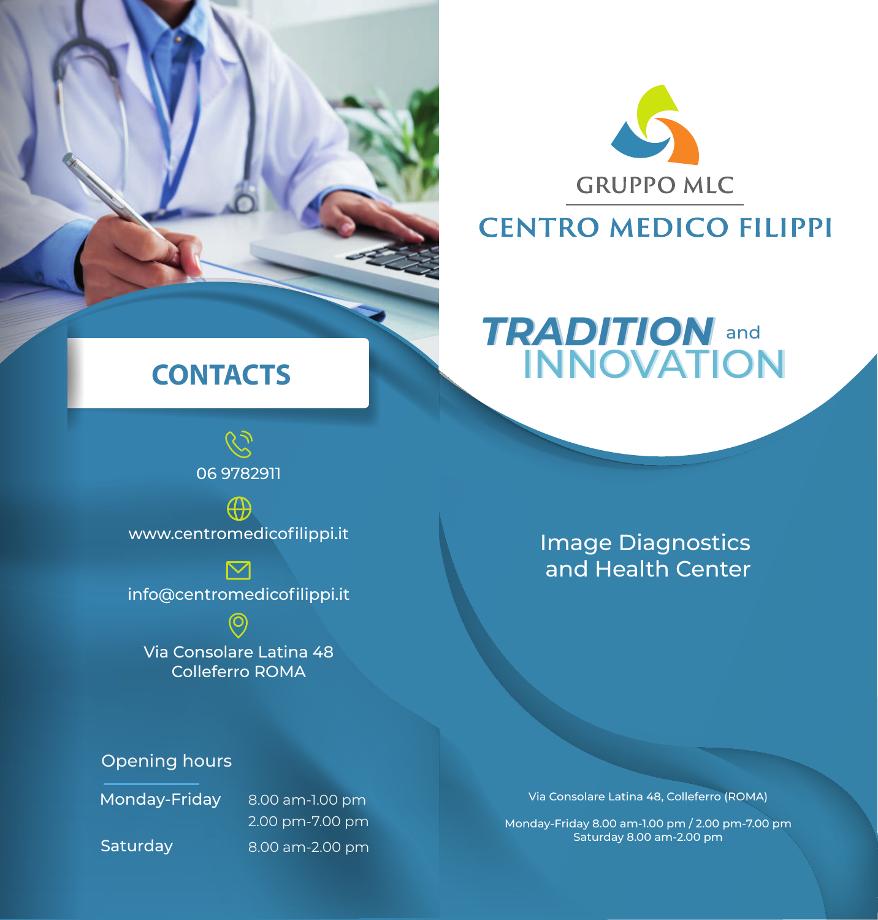## CONTACTS

06 9782911

www.centromedicofilippi.it

info@centromedicofilippi.it

Via Consolare Latina 48
Colleferro ROMA

### Opening hours

| | |
|---|---|
| Monday-Friday | 8.00 am-1.00 pm<br>2.00 pm-7.00 pm |
| Saturday | 8.00 am-2.00 pm |

GRUPPO MLC

# CENTRO MEDICO FILIPPI

## *TRADITION* and INNOVATION

Image Diagnostics
and Health Center

Via Consolare Latina 48, Colleferro (ROMA)

Monday-Friday 8.00 am-1.00 pm / 2.00 pm-7.00 pm
Saturday 8.00 am-2.00 pm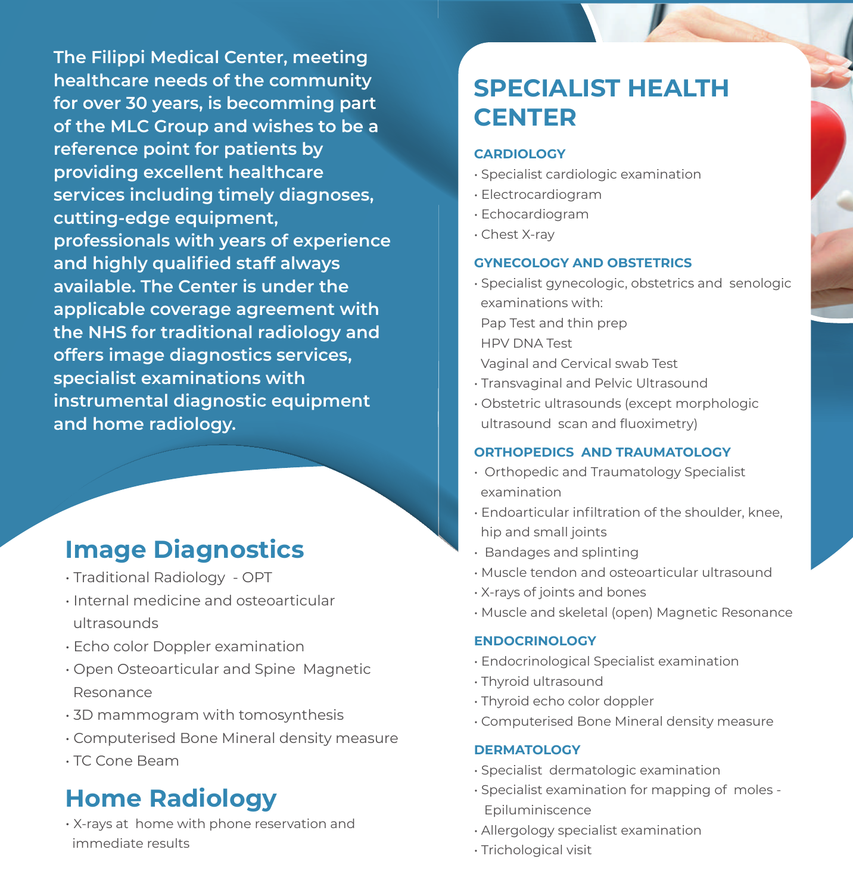**The Filippi Medical Center, meeting healthcare needs of the community for over 30 years, is becomming part of the MLC Group and wishes to be a reference point for patients by providing excellent healthcare services including timely diagnoses, cutting-edge equipment, professionals with years of experience and highly qualified staff always available. The Center is under the applicable coverage agreement with the NHS for traditional radiology and offers image diagnostics services, specialist examinations with instrumental diagnostic equipment and home radiology.**

## Image Diagnostics

- Traditional Radiology - OPT
- Internal medicine and osteoarticular ultrasounds
- Echo color Doppler examination
- Open Osteoarticular and Spine Magnetic Resonance
- 3D mammogram with tomosynthesis
- Computerised Bone Mineral density measure
- TC Cone Beam

## Home Radiology

- X-rays at home with phone reservation and immediate results

## SPECIALIST HEALTH CENTER

### CARDIOLOGY

- Specialist cardiologic examination
- Electrocardiogram
- Echocardiogram
- Chest X-ray

### GYNECOLOGY AND OBSTETRICS

- Specialist gynecologic, obstetrics and senologic examinations with:
  Pap Test and thin prep
  HPV DNA Test
  Vaginal and Cervical swab Test
- Transvaginal and Pelvic Ultrasound
- Obstetric ultrasounds (except morphologic ultrasound scan and fluoximetry)

### ORTHOPEDICS AND TRAUMATOLOGY

- Orthopedic and Traumatology Specialist examination
- Endoarticular infiltration of the shoulder, knee, hip and small joints
- Bandages and splinting
- Muscle tendon and osteoarticular ultrasound
- X-rays of joints and bones
- Muscle and skeletal (open) Magnetic Resonance

### ENDOCRINOLOGY

- Endocrinological Specialist examination
- Thyroid ultrasound
- Thyroid echo color doppler
- Computerised Bone Mineral density measure

### DERMATOLOGY

- Specialist dermatologic examination
- Specialist examination for mapping of moles - Epiluminiscence
- Allergology specialist examination
- Trichological visit